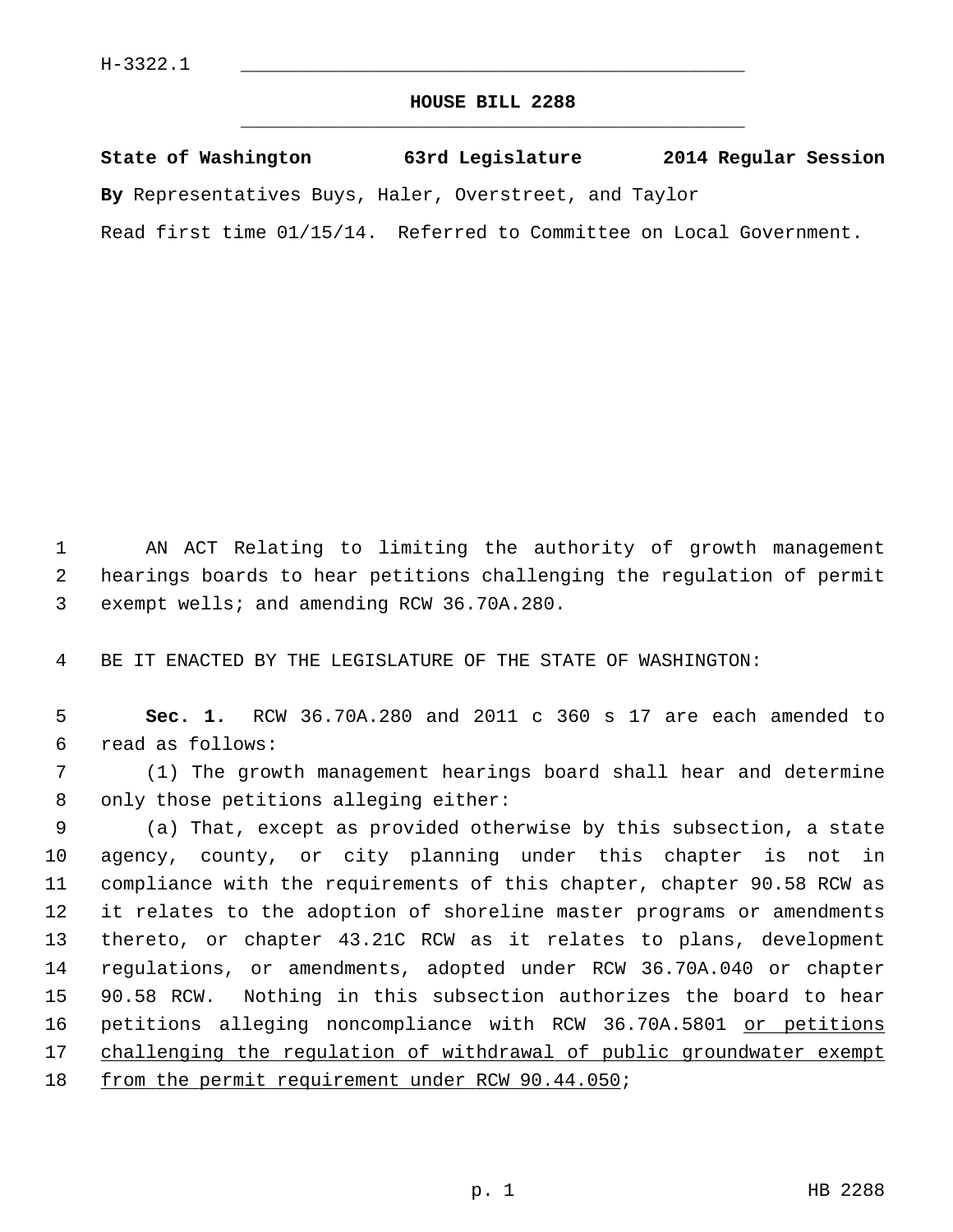H-3322.1

# HOUSE BILL 2288

**State of Washington 63rd Legislature 2014 Regular Session**

**By** Representatives Buys, Haler, Overstreet, and Taylor

Read first time 01/15/14. Referred to Committee on Local Government.

AN ACT Relating to limiting the authority of growth management hearings boards to hear petitions challenging the regulation of permit exempt wells; and amending RCW 36.70A.280.

BE IT ENACTED BY THE LEGISLATURE OF THE STATE OF WASHINGTON:

**Sec. 1.** RCW 36.70A.280 and 2011 c 360 s 17 are each amended to read as follows:

(1) The growth management hearings board shall hear and determine only those petitions alleging either:

(a) That, except as provided otherwise by this subsection, a state agency, county, or city planning under this chapter is not in compliance with the requirements of this chapter, chapter 90.58 RCW as it relates to the adoption of shoreline master programs or amendments thereto, or chapter 43.21C RCW as it relates to plans, development regulations, or amendments, adopted under RCW 36.70A.040 or chapter 90.58 RCW. Nothing in this subsection authorizes the board to hear petitions alleging noncompliance with RCW 36.70A.5801 <u>or petitions challenging the regulation of withdrawal of public groundwater exempt from the permit requirement under RCW 90.44.050</u>;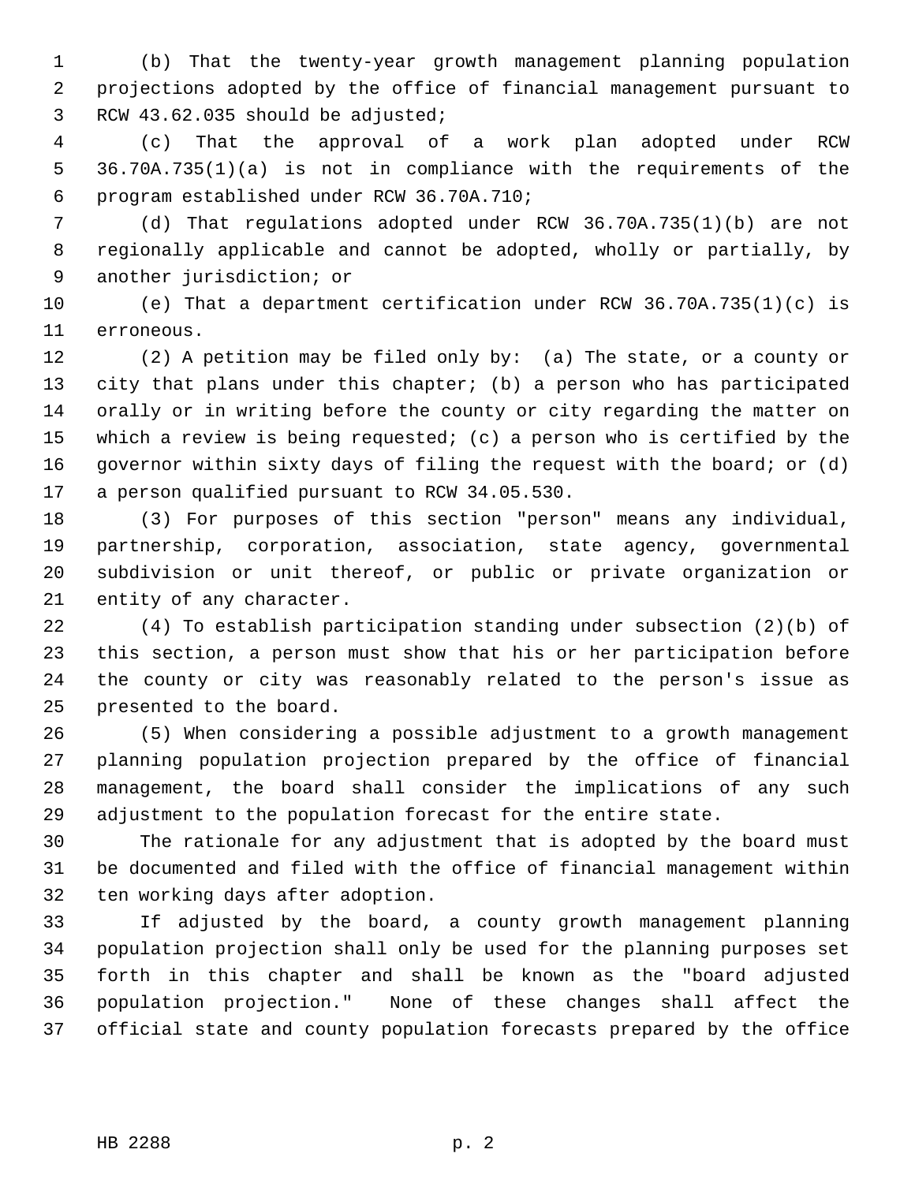(b) That the twenty-year growth management planning population projections adopted by the office of financial management pursuant to RCW 43.62.035 should be adjusted;

(c) That the approval of a work plan adopted under RCW 36.70A.735(1)(a) is not in compliance with the requirements of the program established under RCW 36.70A.710;

(d) That regulations adopted under RCW 36.70A.735(1)(b) are not regionally applicable and cannot be adopted, wholly or partially, by another jurisdiction; or

(e) That a department certification under RCW 36.70A.735(1)(c) is erroneous.

(2) A petition may be filed only by: (a) The state, or a county or city that plans under this chapter; (b) a person who has participated orally or in writing before the county or city regarding the matter on which a review is being requested; (c) a person who is certified by the governor within sixty days of filing the request with the board; or (d) a person qualified pursuant to RCW 34.05.530.

(3) For purposes of this section "person" means any individual, partnership, corporation, association, state agency, governmental subdivision or unit thereof, or public or private organization or entity of any character.

(4) To establish participation standing under subsection (2)(b) of this section, a person must show that his or her participation before the county or city was reasonably related to the person's issue as presented to the board.

(5) When considering a possible adjustment to a growth management planning population projection prepared by the office of financial management, the board shall consider the implications of any such adjustment to the population forecast for the entire state.

The rationale for any adjustment that is adopted by the board must be documented and filed with the office of financial management within ten working days after adoption.

If adjusted by the board, a county growth management planning population projection shall only be used for the planning purposes set forth in this chapter and shall be known as the "board adjusted population projection." None of these changes shall affect the official state and county population forecasts prepared by the office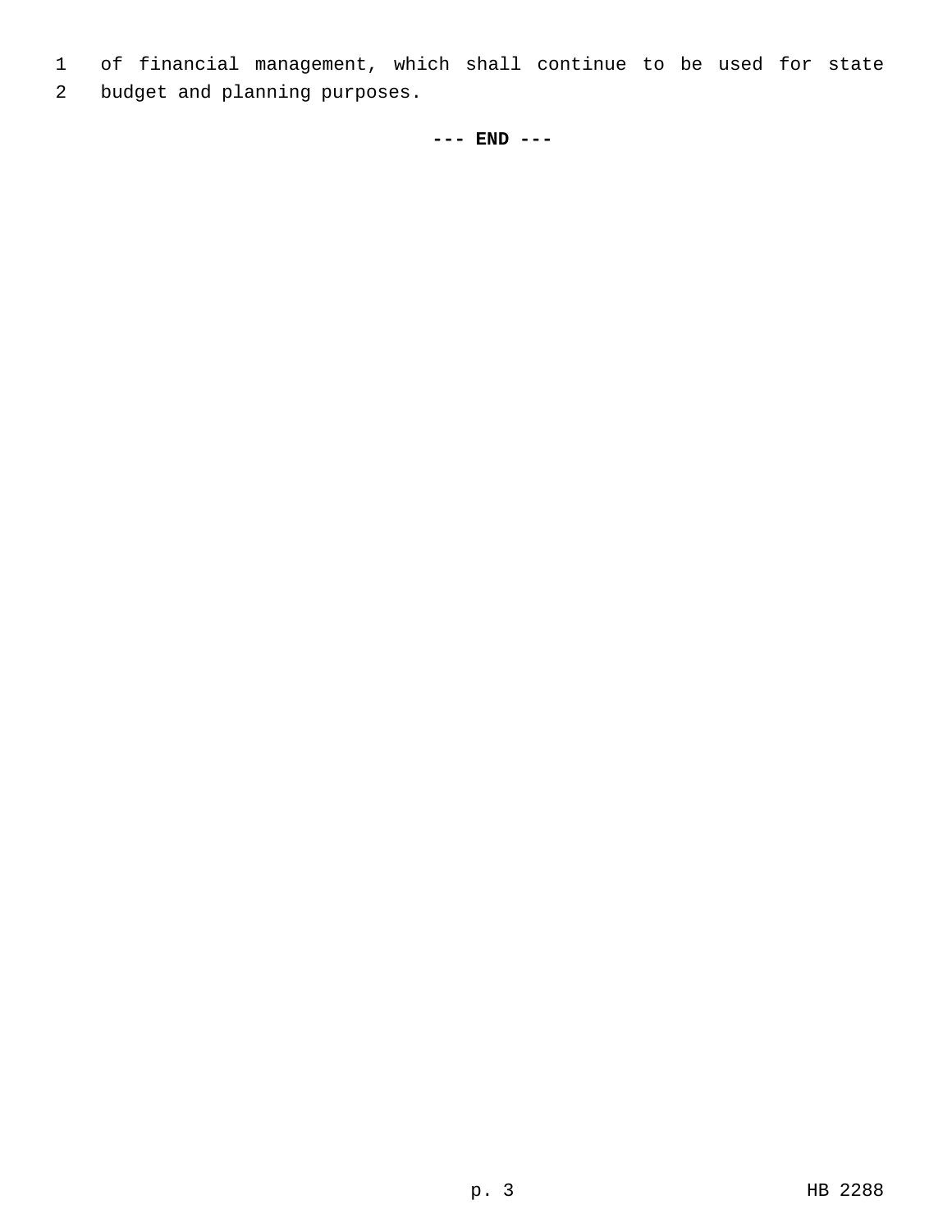of financial management, which shall continue to be used for state budget and planning purposes.

**--- END ---**